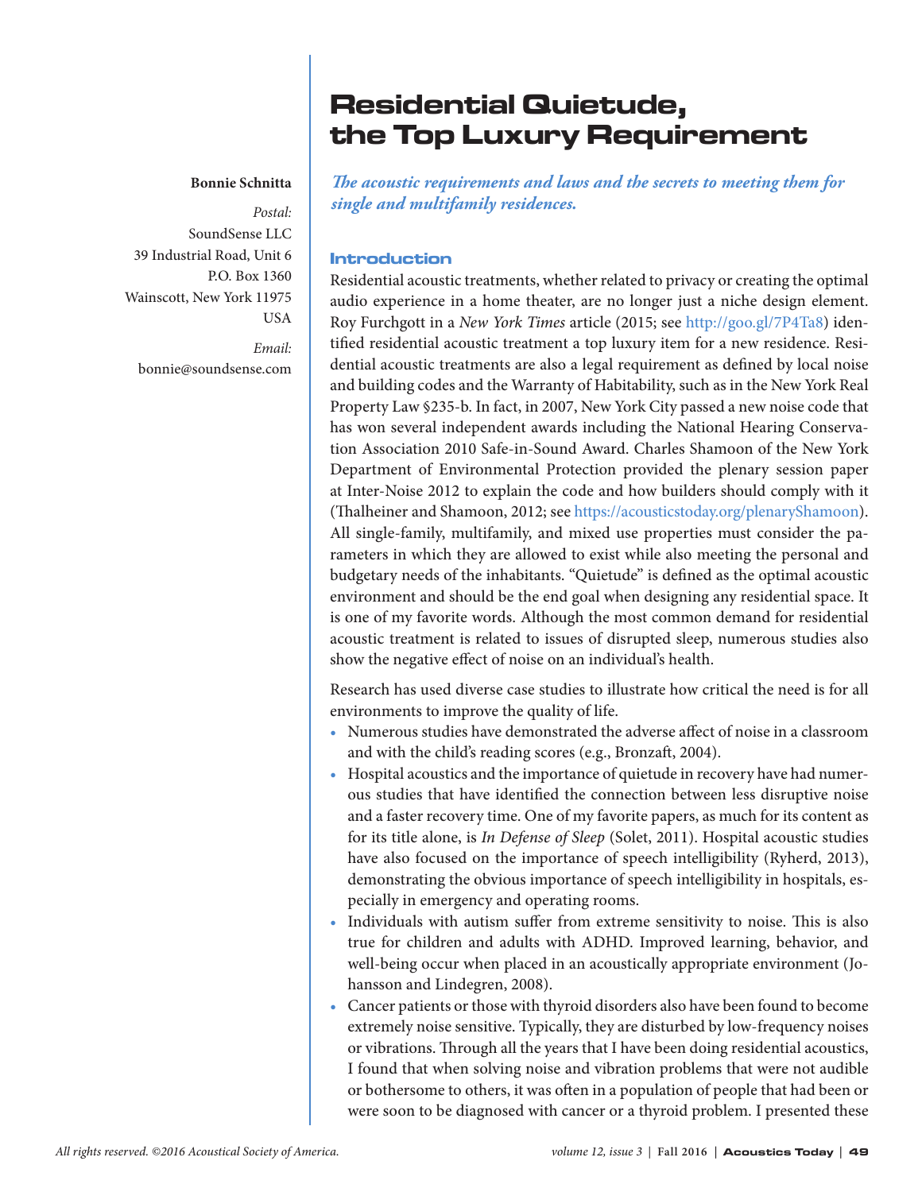# Residential Quietude, the Top Luxury Requirement

**Bonnie Schnitta**

*Postal:*
SoundSense LLC
39 Industrial Road, Unit 6
P.O. Box 1360
Wainscott, New York 11975
USA

*Email:*
bonnie@soundsense.com

*The acoustic requirements and laws and the secrets to meeting them for single and multifamily residences.*

## Introduction

Residential acoustic treatments, whether related to privacy or creating the optimal audio experience in a home theater, are no longer just a niche design element. Roy Furchgott in a *New York Times* article (2015; see http://goo.gl/7P4Ta8) identified residential acoustic treatment a top luxury item for a new residence. Residential acoustic treatments are also a legal requirement as defined by local noise and building codes and the Warranty of Habitability, such as in the New York Real Property Law §235-b. In fact, in 2007, New York City passed a new noise code that has won several independent awards including the National Hearing Conservation Association 2010 Safe-in-Sound Award. Charles Shamoon of the New York Department of Environmental Protection provided the plenary session paper at Inter-Noise 2012 to explain the code and how builders should comply with it (Thalheiner and Shamoon, 2012; see https://acousticstoday.org/plenaryShamoon). All single-family, multifamily, and mixed use properties must consider the parameters in which they are allowed to exist while also meeting the personal and budgetary needs of the inhabitants. "Quietude" is defined as the optimal acoustic environment and should be the end goal when designing any residential space. It is one of my favorite words. Although the most common demand for residential acoustic treatment is related to issues of disrupted sleep, numerous studies also show the negative effect of noise on an individual's health.

Research has used diverse case studies to illustrate how critical the need is for all environments to improve the quality of life.

- Numerous studies have demonstrated the adverse affect of noise in a classroom and with the child's reading scores (e.g., Bronzaft, 2004).
- Hospital acoustics and the importance of quietude in recovery have had numerous studies that have identified the connection between less disruptive noise and a faster recovery time. One of my favorite papers, as much for its content as for its title alone, is *In Defense of Sleep* (Solet, 2011). Hospital acoustic studies have also focused on the importance of speech intelligibility (Ryherd, 2013), demonstrating the obvious importance of speech intelligibility in hospitals, especially in emergency and operating rooms.
- Individuals with autism suffer from extreme sensitivity to noise. This is also true for children and adults with ADHD. Improved learning, behavior, and well-being occur when placed in an acoustically appropriate environment (Johansson and Lindegren, 2008).
- Cancer patients or those with thyroid disorders also have been found to become extremely noise sensitive. Typically, they are disturbed by low-frequency noises or vibrations. Through all the years that I have been doing residential acoustics, I found that when solving noise and vibration problems that were not audible or bothersome to others, it was often in a population of people that had been or were soon to be diagnosed with cancer or a thyroid problem. I presented these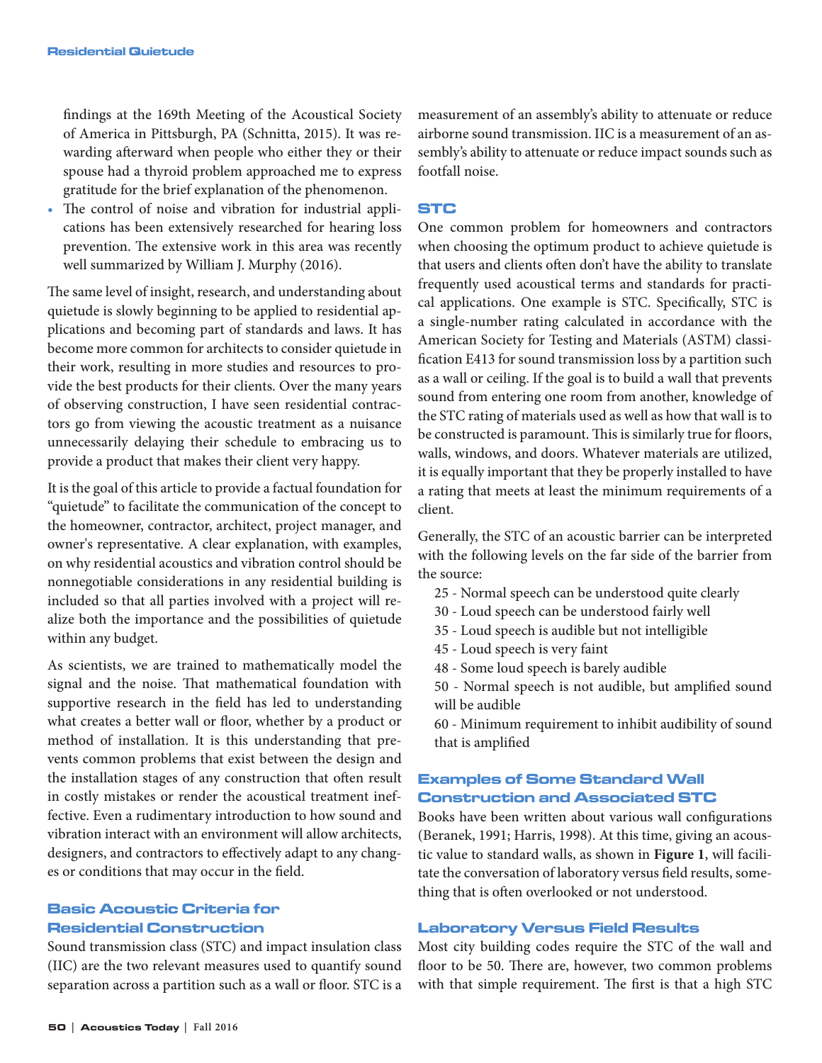findings at the 169th Meeting of the Acoustical Society of America in Pittsburgh, PA (Schnitta, 2015). It was rewarding afterward when people who either they or their spouse had a thyroid problem approached me to express gratitude for the brief explanation of the phenomenon.

- The control of noise and vibration for industrial applications has been extensively researched for hearing loss prevention. The extensive work in this area was recently well summarized by William J. Murphy (2016).

The same level of insight, research, and understanding about quietude is slowly beginning to be applied to residential applications and becoming part of standards and laws. It has become more common for architects to consider quietude in their work, resulting in more studies and resources to provide the best products for their clients. Over the many years of observing construction, I have seen residential contractors go from viewing the acoustic treatment as a nuisance unnecessarily delaying their schedule to embracing us to provide a product that makes their client very happy.

It is the goal of this article to provide a factual foundation for "quietude" to facilitate the communication of the concept to the homeowner, contractor, architect, project manager, and owner's representative. A clear explanation, with examples, on why residential acoustics and vibration control should be nonnegotiable considerations in any residential building is included so that all parties involved with a project will realize both the importance and the possibilities of quietude within any budget.

As scientists, we are trained to mathematically model the signal and the noise. That mathematical foundation with supportive research in the field has led to understanding what creates a better wall or floor, whether by a product or method of installation. It is this understanding that prevents common problems that exist between the design and the installation stages of any construction that often result in costly mistakes or render the acoustical treatment ineffective. Even a rudimentary introduction to how sound and vibration interact with an environment will allow architects, designers, and contractors to effectively adapt to any changes or conditions that may occur in the field.

## Basic Acoustic Criteria for Residential Construction

Sound transmission class (STC) and impact insulation class (IIC) are the two relevant measures used to quantify sound separation across a partition such as a wall or floor. STC is a measurement of an assembly's ability to attenuate or reduce airborne sound transmission. IIC is a measurement of an assembly's ability to attenuate or reduce impact sounds such as footfall noise.

## STC

One common problem for homeowners and contractors when choosing the optimum product to achieve quietude is that users and clients often don't have the ability to translate frequently used acoustical terms and standards for practical applications. One example is STC. Specifically, STC is a single-number rating calculated in accordance with the American Society for Testing and Materials (ASTM) classification E413 for sound transmission loss by a partition such as a wall or ceiling. If the goal is to build a wall that prevents sound from entering one room from another, knowledge of the STC rating of materials used as well as how that wall is to be constructed is paramount. This is similarly true for floors, walls, windows, and doors. Whatever materials are utilized, it is equally important that they be properly installed to have a rating that meets at least the minimum requirements of a client.

Generally, the STC of an acoustic barrier can be interpreted with the following levels on the far side of the barrier from the source:

25 - Normal speech can be understood quite clearly
30 - Loud speech can be understood fairly well
35 - Loud speech is audible but not intelligible
45 - Loud speech is very faint
48 - Some loud speech is barely audible
50 - Normal speech is not audible, but amplified sound will be audible
60 - Minimum requirement to inhibit audibility of sound that is amplified

## Examples of Some Standard Wall Construction and Associated STC

Books have been written about various wall configurations (Beranek, 1991; Harris, 1998). At this time, giving an acoustic value to standard walls, as shown in **Figure 1**, will facilitate the conversation of laboratory versus field results, something that is often overlooked or not understood.

## Laboratory Versus Field Results

Most city building codes require the STC of the wall and floor to be 50. There are, however, two common problems with that simple requirement. The first is that a high STC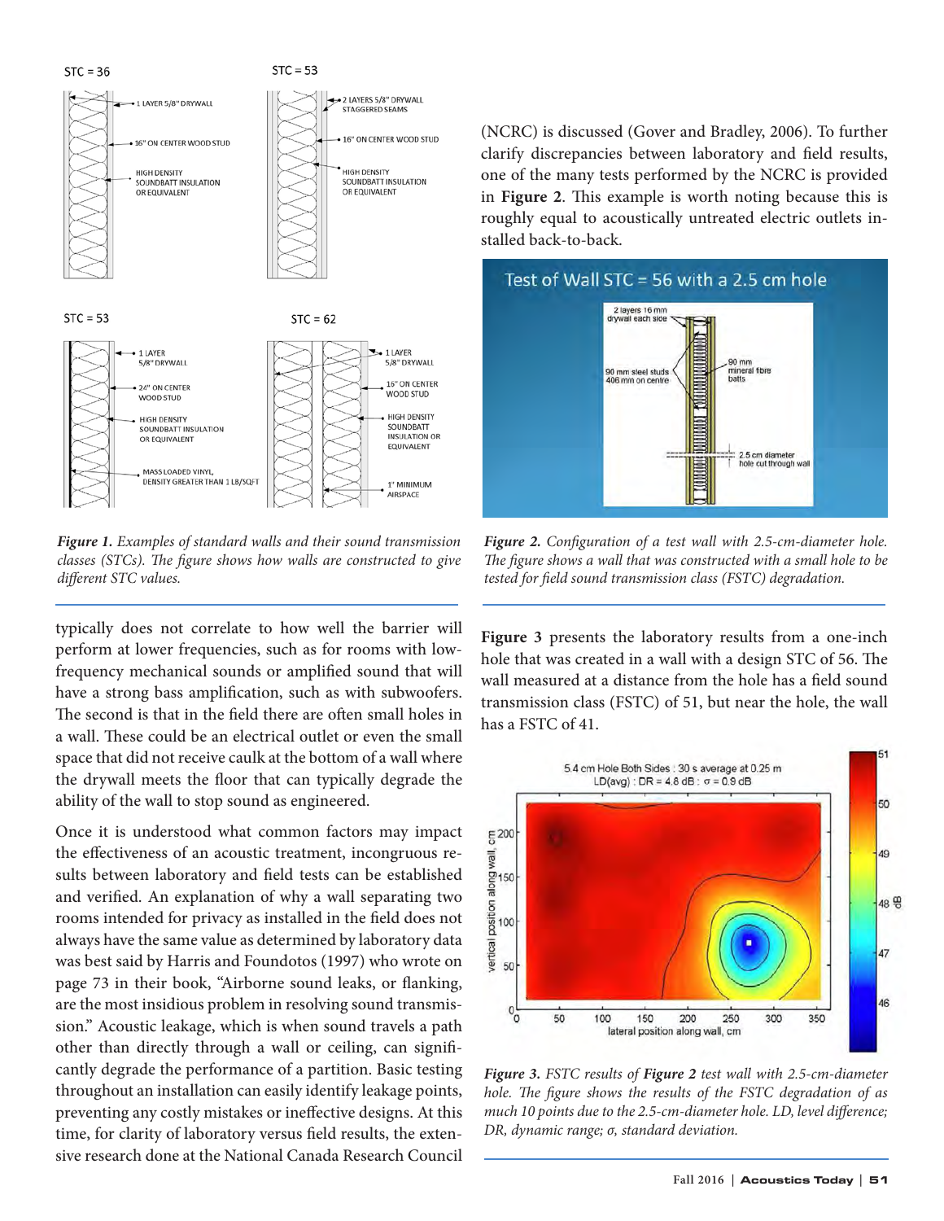*Figure 1. Examples of standard walls and their sound transmission classes (STCs). The figure shows how walls are constructed to give different STC values.*

typically does not correlate to how well the barrier will perform at lower frequencies, such as for rooms with low-frequency mechanical sounds or amplified sound that will have a strong bass amplification, such as with subwoofers. The second is that in the field there are often small holes in a wall. These could be an electrical outlet or even the small space that did not receive caulk at the bottom of a wall where the drywall meets the floor that can typically degrade the ability of the wall to stop sound as engineered.

Once it is understood what common factors may impact the effectiveness of an acoustic treatment, incongruous results between laboratory and field tests can be established and verified. An explanation of why a wall separating two rooms intended for privacy as installed in the field does not always have the same value as determined by laboratory data was best said by Harris and Foundotos (1997) who wrote on page 73 in their book, "Airborne sound leaks, or flanking, are the most insidious problem in resolving sound transmission." Acoustic leakage, which is when sound travels a path other than directly through a wall or ceiling, can significantly degrade the performance of a partition. Basic testing throughout an installation can easily identify leakage points, preventing any costly mistakes or ineffective designs. At this time, for clarity of laboratory versus field results, the extensive research done at the National Canada Research Council (NCRC) is discussed (Gover and Bradley, 2006). To further clarify discrepancies between laboratory and field results, one of the many tests performed by the NCRC is provided in **Figure 2**. This example is worth noting because this is roughly equal to acoustically untreated electric outlets installed back-to-back.

*Figure 2. Configuration of a test wall with 2.5-cm-diameter hole. The figure shows a wall that was constructed with a small hole to be tested for field sound transmission class (FSTC) degradation.*

**Figure 3** presents the laboratory results from a one-inch hole that was created in a wall with a design STC of 56. The wall measured at a distance from the hole has a field sound transmission class (FSTC) of 51, but near the hole, the wall has a FSTC of 41.

*Figure 3. FSTC results of **Figure 2** test wall with 2.5-cm-diameter hole. The figure shows the results of the FSTC degradation of as much 10 points due to the 2.5-cm-diameter hole. LD, level difference; DR, dynamic range; σ, standard deviation.*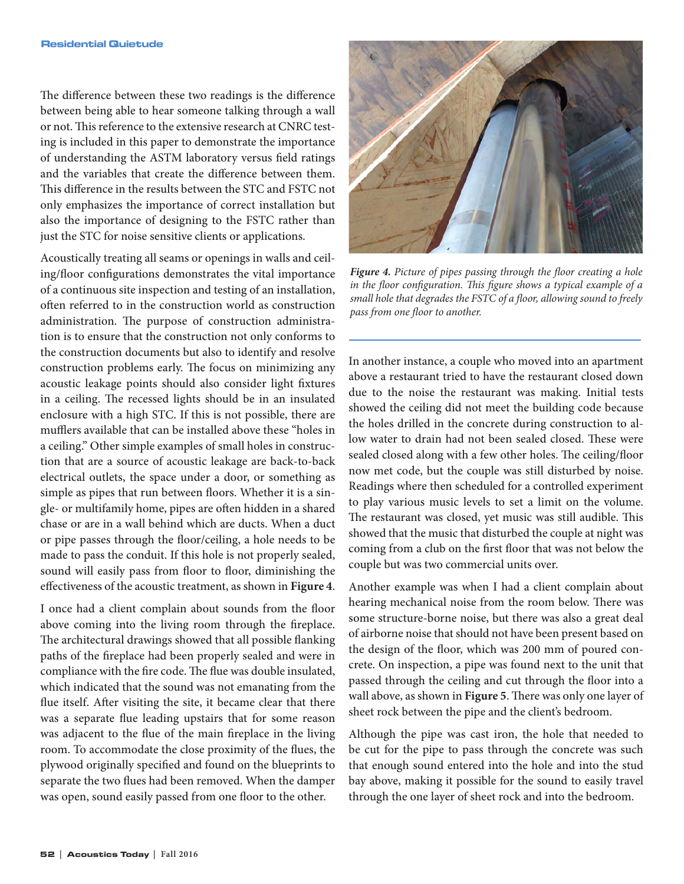The difference between these two readings is the difference between being able to hear someone talking through a wall or not. This reference to the extensive research at CNRC testing is included in this paper to demonstrate the importance of understanding the ASTM laboratory versus field ratings and the variables that create the difference between them. This difference in the results between the STC and FSTC not only emphasizes the importance of correct installation but also the importance of designing to the FSTC rather than just the STC for noise sensitive clients or applications.

Acoustically treating all seams or openings in walls and ceiling/floor configurations demonstrates the vital importance of a continuous site inspection and testing of an installation, often referred to in the construction world as construction administration. The purpose of construction administration is to ensure that the construction not only conforms to the construction documents but also to identify and resolve construction problems early. The focus on minimizing any acoustic leakage points should also consider light fixtures in a ceiling. The recessed lights should be in an insulated enclosure with a high STC. If this is not possible, there are mufflers available that can be installed above these "holes in a ceiling." Other simple examples of small holes in construction that are a source of acoustic leakage are back-to-back electrical outlets, the space under a door, or something as simple as pipes that run between floors. Whether it is a single- or multifamily home, pipes are often hidden in a shared chase or are in a wall behind which are ducts. When a duct or pipe passes through the floor/ceiling, a hole needs to be made to pass the conduit. If this hole is not properly sealed, sound will easily pass from floor to floor, diminishing the effectiveness of the acoustic treatment, as shown in **Figure 4**.

I once had a client complain about sounds from the floor above coming into the living room through the fireplace. The architectural drawings showed that all possible flanking paths of the fireplace had been properly sealed and were in compliance with the fire code. The flue was double insulated, which indicated that the sound was not emanating from the flue itself. After visiting the site, it became clear that there was a separate flue leading upstairs that for some reason was adjacent to the flue of the main fireplace in the living room. To accommodate the close proximity of the flues, the plywood originally specified and found on the blueprints to separate the two flues had been removed. When the damper was open, sound easily passed from one floor to the other.

***Figure 4.*** *Picture of pipes passing through the floor creating a hole in the floor configuration. This figure shows a typical example of a small hole that degrades the FSTC of a floor, allowing sound to freely pass from one floor to another.*

In another instance, a couple who moved into an apartment above a restaurant tried to have the restaurant closed down due to the noise the restaurant was making. Initial tests showed the ceiling did not meet the building code because the holes drilled in the concrete during construction to allow water to drain had not been sealed closed. These were sealed closed along with a few other holes. The ceiling/floor now met code, but the couple was still disturbed by noise. Readings where then scheduled for a controlled experiment to play various music levels to set a limit on the volume. The restaurant was closed, yet music was still audible. This showed that the music that disturbed the couple at night was coming from a club on the first floor that was not below the couple but was two commercial units over.

Another example was when I had a client complain about hearing mechanical noise from the room below. There was some structure-borne noise, but there was also a great deal of airborne noise that should not have been present based on the design of the floor, which was 200 mm of poured concrete. On inspection, a pipe was found next to the unit that passed through the ceiling and cut through the floor into a wall above, as shown in **Figure 5**. There was only one layer of sheet rock between the pipe and the client's bedroom.

Although the pipe was cast iron, the hole that needed to be cut for the pipe to pass through the concrete was such that enough sound entered into the hole and into the stud bay above, making it possible for the sound to easily travel through the one layer of sheet rock and into the bedroom.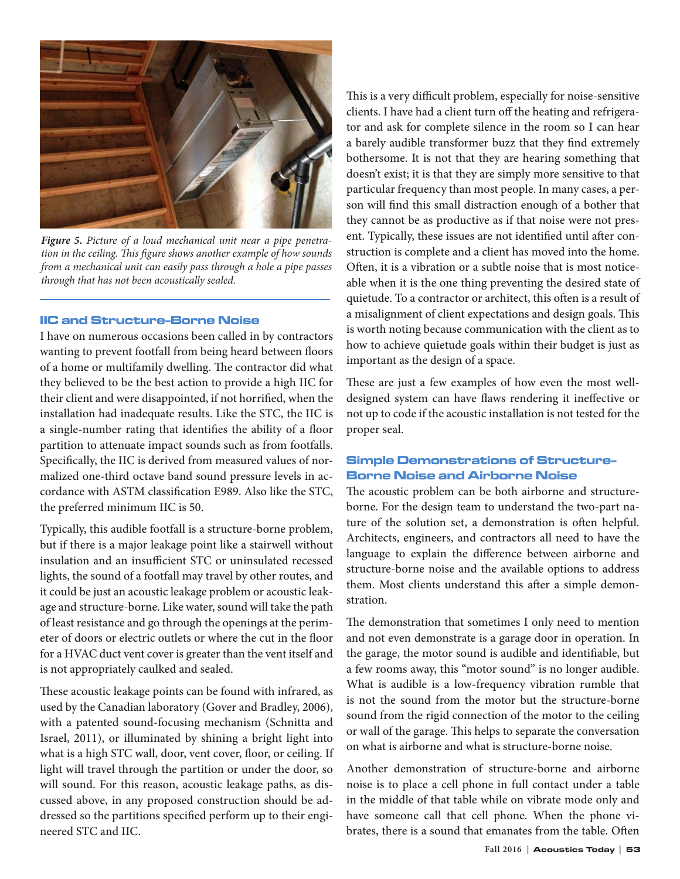*Figure 5. Picture of a loud mechanical unit near a pipe penetration in the ceiling. This figure shows another example of how sounds from a mechanical unit can easily pass through a hole a pipe passes through that has not been acoustically sealed.*

### IIC and Structure-Borne Noise

I have on numerous occasions been called in by contractors wanting to prevent footfall from being heard between floors of a home or multifamily dwelling. The contractor did what they believed to be the best action to provide a high IIC for their client and were disappointed, if not horrified, when the installation had inadequate results. Like the STC, the IIC is a single-number rating that identifies the ability of a floor partition to attenuate impact sounds such as from footfalls. Specifically, the IIC is derived from measured values of normalized one-third octave band sound pressure levels in accordance with ASTM classification E989. Also like the STC, the preferred minimum IIC is 50.

Typically, this audible footfall is a structure-borne problem, but if there is a major leakage point like a stairwell without insulation and an insufficient STC or uninsulated recessed lights, the sound of a footfall may travel by other routes, and it could be just an acoustic leakage problem or acoustic leakage and structure-borne. Like water, sound will take the path of least resistance and go through the openings at the perimeter of doors or electric outlets or where the cut in the floor for a HVAC duct vent cover is greater than the vent itself and is not appropriately caulked and sealed.

These acoustic leakage points can be found with infrared, as used by the Canadian laboratory (Gover and Bradley, 2006), with a patented sound-focusing mechanism (Schnitta and Israel, 2011), or illuminated by shining a bright light into what is a high STC wall, door, vent cover, floor, or ceiling. If light will travel through the partition or under the door, so will sound. For this reason, acoustic leakage paths, as discussed above, in any proposed construction should be addressed so the partitions specified perform up to their engineered STC and IIC.

This is a very difficult problem, especially for noise-sensitive clients. I have had a client turn off the heating and refrigerator and ask for complete silence in the room so I can hear a barely audible transformer buzz that they find extremely bothersome. It is not that they are hearing something that doesn't exist; it is that they are simply more sensitive to that particular frequency than most people. In many cases, a person will find this small distraction enough of a bother that they cannot be as productive as if that noise were not present. Typically, these issues are not identified until after construction is complete and a client has moved into the home. Often, it is a vibration or a subtle noise that is most noticeable when it is the one thing preventing the desired state of quietude. To a contractor or architect, this often is a result of a misalignment of client expectations and design goals. This is worth noting because communication with the client as to how to achieve quietude goals within their budget is just as important as the design of a space.

These are just a few examples of how even the most well-designed system can have flaws rendering it ineffective or not up to code if the acoustic installation is not tested for the proper seal.

### Simple Demonstrations of Structure-Borne Noise and Airborne Noise

The acoustic problem can be both airborne and structure-borne. For the design team to understand the two-part nature of the solution set, a demonstration is often helpful. Architects, engineers, and contractors all need to have the language to explain the difference between airborne and structure-borne noise and the available options to address them. Most clients understand this after a simple demonstration.

The demonstration that sometimes I only need to mention and not even demonstrate is a garage door in operation. In the garage, the motor sound is audible and identifiable, but a few rooms away, this "motor sound" is no longer audible. What is audible is a low-frequency vibration rumble that is not the sound from the motor but the structure-borne sound from the rigid connection of the motor to the ceiling or wall of the garage. This helps to separate the conversation on what is airborne and what is structure-borne noise.

Another demonstration of structure-borne and airborne noise is to place a cell phone in full contact under a table in the middle of that table while on vibrate mode only and have someone call that cell phone. When the phone vibrates, there is a sound that emanates from the table. Often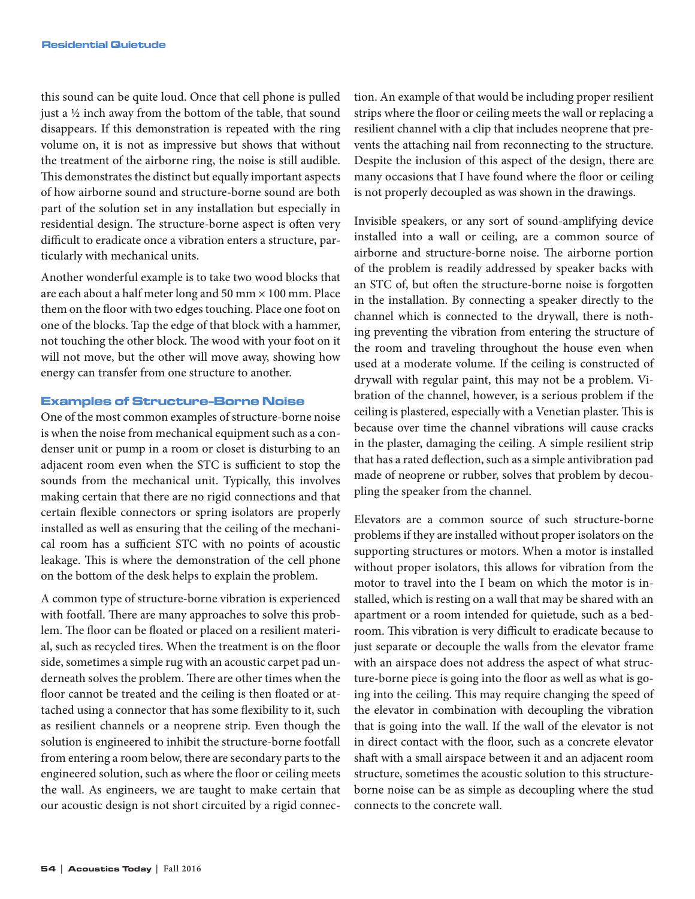this sound can be quite loud. Once that cell phone is pulled just a ½ inch away from the bottom of the table, that sound disappears. If this demonstration is repeated with the ring volume on, it is not as impressive but shows that without the treatment of the airborne ring, the noise is still audible. This demonstrates the distinct but equally important aspects of how airborne sound and structure-borne sound are both part of the solution set in any installation but especially in residential design. The structure-borne aspect is often very difficult to eradicate once a vibration enters a structure, particularly with mechanical units.

Another wonderful example is to take two wood blocks that are each about a half meter long and 50 mm × 100 mm. Place them on the floor with two edges touching. Place one foot on one of the blocks. Tap the edge of that block with a hammer, not touching the other block. The wood with your foot on it will not move, but the other will move away, showing how energy can transfer from one structure to another.

### Examples of Structure-Borne Noise

One of the most common examples of structure-borne noise is when the noise from mechanical equipment such as a condenser unit or pump in a room or closet is disturbing to an adjacent room even when the STC is sufficient to stop the sounds from the mechanical unit. Typically, this involves making certain that there are no rigid connections and that certain flexible connectors or spring isolators are properly installed as well as ensuring that the ceiling of the mechanical room has a sufficient STC with no points of acoustic leakage. This is where the demonstration of the cell phone on the bottom of the desk helps to explain the problem.

A common type of structure-borne vibration is experienced with footfall. There are many approaches to solve this problem. The floor can be floated or placed on a resilient material, such as recycled tires. When the treatment is on the floor side, sometimes a simple rug with an acoustic carpet pad underneath solves the problem. There are other times when the floor cannot be treated and the ceiling is then floated or attached using a connector that has some flexibility to it, such as resilient channels or a neoprene strip. Even though the solution is engineered to inhibit the structure-borne footfall from entering a room below, there are secondary parts to the engineered solution, such as where the floor or ceiling meets the wall. As engineers, we are taught to make certain that our acoustic design is not short circuited by a rigid connection. An example of that would be including proper resilient strips where the floor or ceiling meets the wall or replacing a resilient channel with a clip that includes neoprene that prevents the attaching nail from reconnecting to the structure. Despite the inclusion of this aspect of the design, there are many occasions that I have found where the floor or ceiling is not properly decoupled as was shown in the drawings.

Invisible speakers, or any sort of sound-amplifying device installed into a wall or ceiling, are a common source of airborne and structure-borne noise. The airborne portion of the problem is readily addressed by speaker backs with an STC of, but often the structure-borne noise is forgotten in the installation. By connecting a speaker directly to the channel which is connected to the drywall, there is nothing preventing the vibration from entering the structure of the room and traveling throughout the house even when used at a moderate volume. If the ceiling is constructed of drywall with regular paint, this may not be a problem. Vibration of the channel, however, is a serious problem if the ceiling is plastered, especially with a Venetian plaster. This is because over time the channel vibrations will cause cracks in the plaster, damaging the ceiling. A simple resilient strip that has a rated deflection, such as a simple antivibration pad made of neoprene or rubber, solves that problem by decoupling the speaker from the channel.

Elevators are a common source of such structure-borne problems if they are installed without proper isolators on the supporting structures or motors. When a motor is installed without proper isolators, this allows for vibration from the motor to travel into the I beam on which the motor is installed, which is resting on a wall that may be shared with an apartment or a room intended for quietude, such as a bedroom. This vibration is very difficult to eradicate because to just separate or decouple the walls from the elevator frame with an airspace does not address the aspect of what structure-borne piece is going into the floor as well as what is going into the ceiling. This may require changing the speed of the elevator in combination with decoupling the vibration that is going into the wall. If the wall of the elevator is not in direct contact with the floor, such as a concrete elevator shaft with a small airspace between it and an adjacent room structure, sometimes the acoustic solution to this structure-borne noise can be as simple as decoupling where the stud connects to the concrete wall.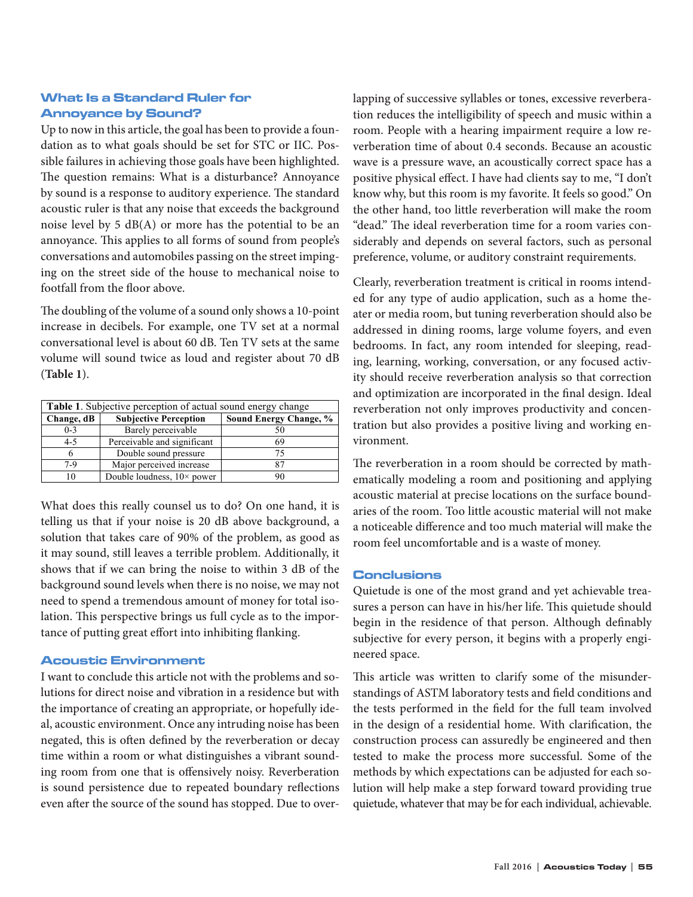## What Is a Standard Ruler for Annoyance by Sound?

Up to now in this article, the goal has been to provide a foundation as to what goals should be set for STC or IIC. Possible failures in achieving those goals have been highlighted. The question remains: What is a disturbance? Annoyance by sound is a response to auditory experience. The standard acoustic ruler is that any noise that exceeds the background noise level by 5 dB(A) or more has the potential to be an annoyance. This applies to all forms of sound from people's conversations and automobiles passing on the street impinging on the street side of the house to mechanical noise to footfall from the floor above.

The doubling of the volume of a sound only shows a 10-point increase in decibels. For example, one TV set at a normal conversational level is about 60 dB. Ten TV sets at the same volume will sound twice as loud and register about 70 dB (**Table 1**).

**Table 1**. Subjective perception of actual sound energy change

| Change, dB | Subjective Perception | Sound Energy Change, % |
|---|---|---|
| 0-3 | Barely perceivable | 50 |
| 4-5 | Perceivable and significant | 69 |
| 6 | Double sound pressure | 75 |
| 7-9 | Major perceived increase | 87 |
| 10 | Double loudness, 10× power | 90 |

What does this really counsel us to do? On one hand, it is telling us that if your noise is 20 dB above background, a solution that takes care of 90% of the problem, as good as it may sound, still leaves a terrible problem. Additionally, it shows that if we can bring the noise to within 3 dB of the background sound levels when there is no noise, we may not need to spend a tremendous amount of money for total isolation. This perspective brings us full cycle as to the importance of putting great effort into inhibiting flanking.

## Acoustic Environment

I want to conclude this article not with the problems and solutions for direct noise and vibration in a residence but with the importance of creating an appropriate, or hopefully ideal, acoustic environment. Once any intruding noise has been negated, this is often defined by the reverberation or decay time within a room or what distinguishes a vibrant sounding room from one that is offensively noisy. Reverberation is sound persistence due to repeated boundary reflections even after the source of the sound has stopped. Due to overlapping of successive syllables or tones, excessive reverberation reduces the intelligibility of speech and music within a room. People with a hearing impairment require a low reverberation time of about 0.4 seconds. Because an acoustic wave is a pressure wave, an acoustically correct space has a positive physical effect. I have had clients say to me, "I don't know why, but this room is my favorite. It feels so good." On the other hand, too little reverberation will make the room "dead." The ideal reverberation time for a room varies considerably and depends on several factors, such as personal preference, volume, or auditory constraint requirements.

Clearly, reverberation treatment is critical in rooms intended for any type of audio application, such as a home theater or media room, but tuning reverberation should also be addressed in dining rooms, large volume foyers, and even bedrooms. In fact, any room intended for sleeping, reading, learning, working, conversation, or any focused activity should receive reverberation analysis so that correction and optimization are incorporated in the final design. Ideal reverberation not only improves productivity and concentration but also provides a positive living and working environment.

The reverberation in a room should be corrected by mathematically modeling a room and positioning and applying acoustic material at precise locations on the surface boundaries of the room. Too little acoustic material will not make a noticeable difference and too much material will make the room feel uncomfortable and is a waste of money.

## Conclusions

Quietude is one of the most grand and yet achievable treasures a person can have in his/her life. This quietude should begin in the residence of that person. Although definably subjective for every person, it begins with a properly engineered space.

This article was written to clarify some of the misunderstandings of ASTM laboratory tests and field conditions and the tests performed in the field for the full team involved in the design of a residential home. With clarification, the construction process can assuredly be engineered and then tested to make the process more successful. Some of the methods by which expectations can be adjusted for each solution will help make a step forward toward providing true quietude, whatever that may be for each individual, achievable.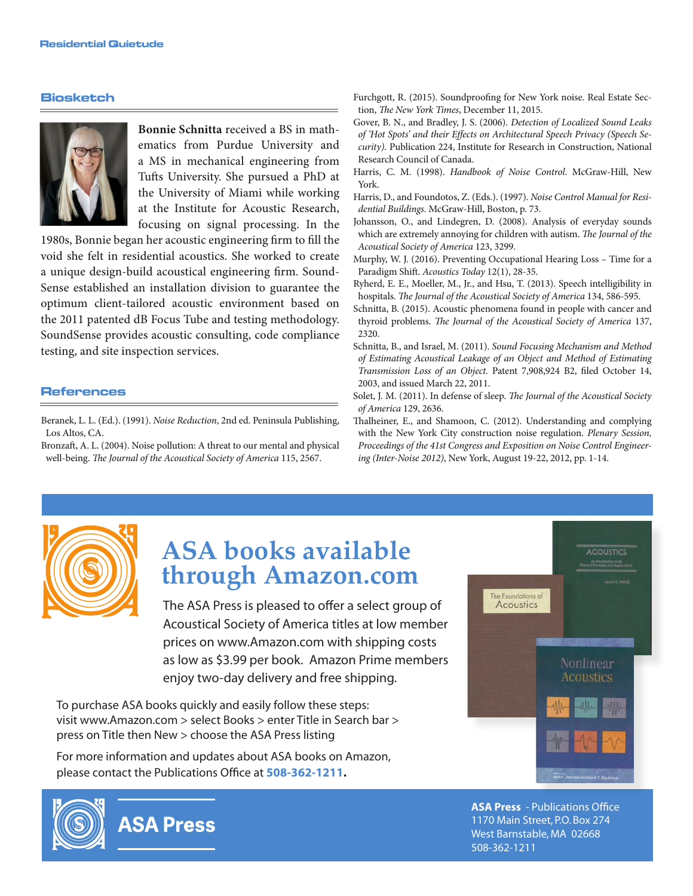## Biosketch

**Bonnie Schnitta** received a BS in mathematics from Purdue University and a MS in mechanical engineering from Tufts University. She pursued a PhD at the University of Miami while working at the Institute for Acoustic Research, focusing on signal processing. In the 1980s, Bonnie began her acoustic engineering firm to fill the void she felt in residential acoustics. She worked to create a unique design-build acoustical engineering firm. SoundSense established an installation division to guarantee the optimum client-tailored acoustic environment based on the 2011 patented dB Focus Tube and testing methodology. SoundSense provides acoustic consulting, code compliance testing, and site inspection services.

## References

Beranek, L. L. (Ed.). (1991). *Noise Reduction*, 2nd ed. Peninsula Publishing, Los Altos, CA.

Bronzaft, A. L. (2004). Noise pollution: A threat to our mental and physical well-being. *The Journal of the Acoustical Society of America* 115, 2567.

Furchgott, R. (2015). Soundproofing for New York noise. Real Estate Section, *The New York Times*, December 11, 2015.

Gover, B. N., and Bradley, J. S. (2006). *Detection of Localized Sound Leaks of 'Hot Spots' and their Effects on Architectural Speech Privacy (Speech Security)*. Publication 224, Institute for Research in Construction, National Research Council of Canada.

Harris, C. M. (1998). *Handbook of Noise Control*. McGraw-Hill, New York.

Harris, D., and Foundotos, Z. (Eds.). (1997). *Noise Control Manual for Residential Buildings*. McGraw-Hill, Boston, p. 73.

Johansson, O., and Lindegren, D. (2008). Analysis of everyday sounds which are extremely annoying for children with autism. *The Journal of the Acoustical Society of America* 123, 3299.

Murphy, W. J. (2016). Preventing Occupational Hearing Loss – Time for a Paradigm Shift. *Acoustics Today* 12(1), 28-35.

Ryherd, E. E., Moeller, M., Jr., and Hsu, T. (2013). Speech intelligibility in hospitals. *The Journal of the Acoustical Society of America* 134, 586-595.

Schnitta, B. (2015). Acoustic phenomena found in people with cancer and thyroid problems. *The Journal of the Acoustical Society of America* 137, 2320.

Schnitta, B., and Israel, M. (2011). *Sound Focusing Mechanism and Method of Estimating Acoustical Leakage of an Object and Method of Estimating Transmission Loss of an Object*. Patent 7,908,924 B2, filed October 14, 2003, and issued March 22, 2011.

Solet, J. M. (2011). In defense of sleep. *The Journal of the Acoustical Society of America* 129, 2636.

Thalheiner, E., and Shamoon, C. (2012). Understanding and complying with the New York City construction noise regulation. *Plenary Session, Proceedings of the 41st Congress and Exposition on Noise Control Engineering (Inter-Noise 2012)*, New York, August 19-22, 2012, pp. 1-14.

# ASA books available through Amazon.com

The ASA Press is pleased to offer a select group of Acoustical Society of America titles at low member prices on www.Amazon.com with shipping costs as low as $3.99 per book. Amazon Prime members enjoy two-day delivery and free shipping.

To purchase ASA books quickly and easily follow these steps: visit www.Amazon.com > select Books > enter Title in Search bar > press on Title then New > choose the ASA Press listing

For more information and updates about ASA books on Amazon, please contact the Publications Office at **508-362-1211**.

**ASA Press**

**ASA Press** - Publications Office
1170 Main Street, P.O. Box 274
West Barnstable, MA 02668
508-362-1211